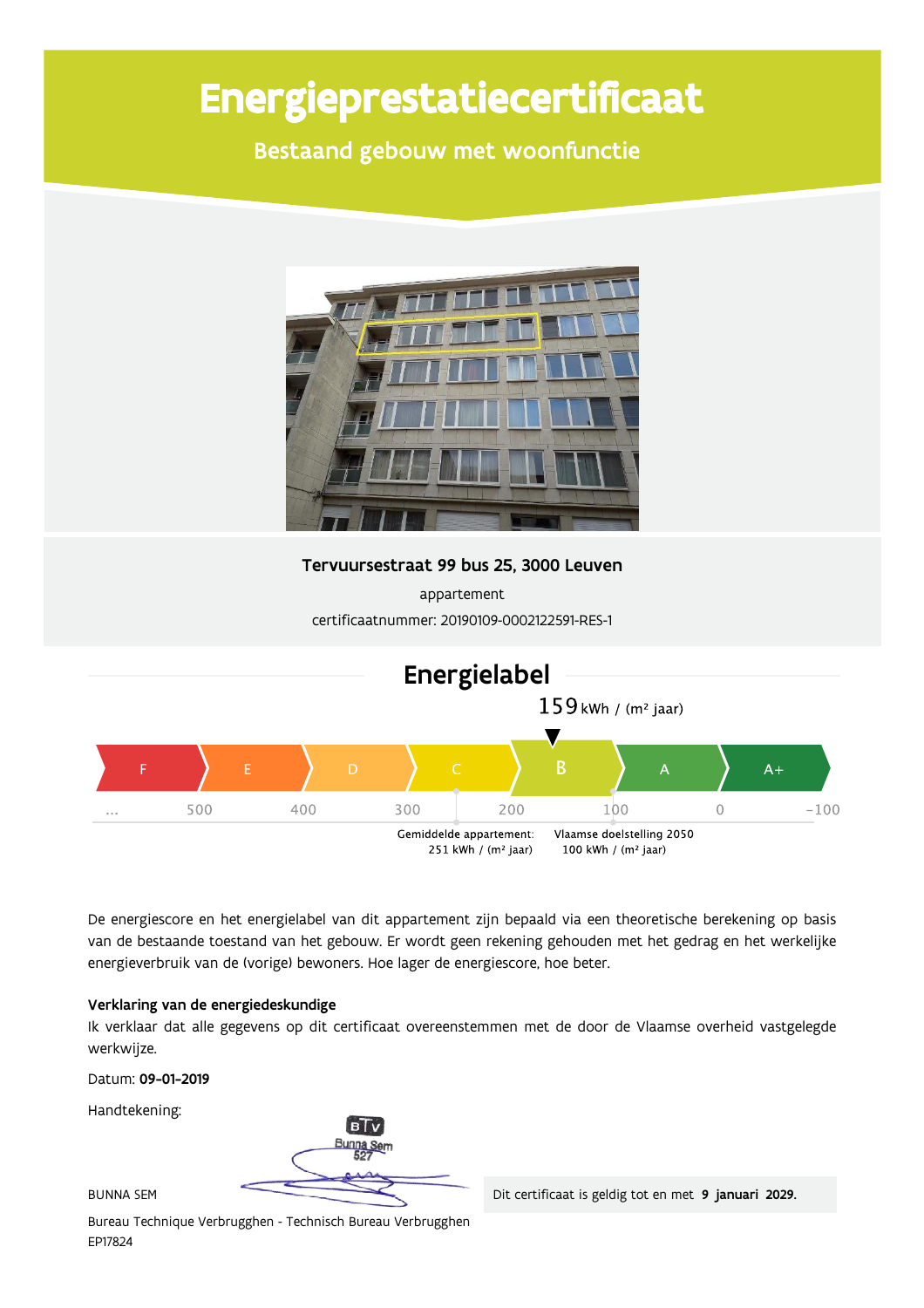# Energieprestatiecertificaat

## Bestaand gebouw met woonfunctie

**Tervuursestraat 99 bus 25, 3000 Leuven**

appartement

certificaatnummer: 20190109-0002122591-RES-1

## Energielabel

159 kWh / (m² jaar)

| F | E | D | C | B | A | A+ |
|---|---|---|---|---|---|---|

... 500 400 300 200 100 0 -100

Gemiddelde appartement: 251 kWh / (m² jaar)

Vlaamse doelstelling 2050 100 kWh / (m² jaar)

De energiescore en het energielabel van dit appartement zijn bepaald via een theoretische berekening op basis van de bestaande toestand van het gebouw. Er wordt geen rekening gehouden met het gedrag en het werkelijke energieverbruik van de (vorige) bewoners. Hoe lager de energiescore, hoe beter.

**Verklaring van de energiedeskundige**

Ik verklaar dat alle gegevens op dit certificaat overeenstemmen met de door de Vlaamse overheid vastgelegde werkwijze.

Datum: **09-01-2019**

Handtekening:

BTV Bunna Sem 527

BUNNA SEM

Bureau Technique Verbrugghen - Technisch Bureau Verbrugghen

EP17824

Dit certificaat is geldig tot en met **9 januari 2029**.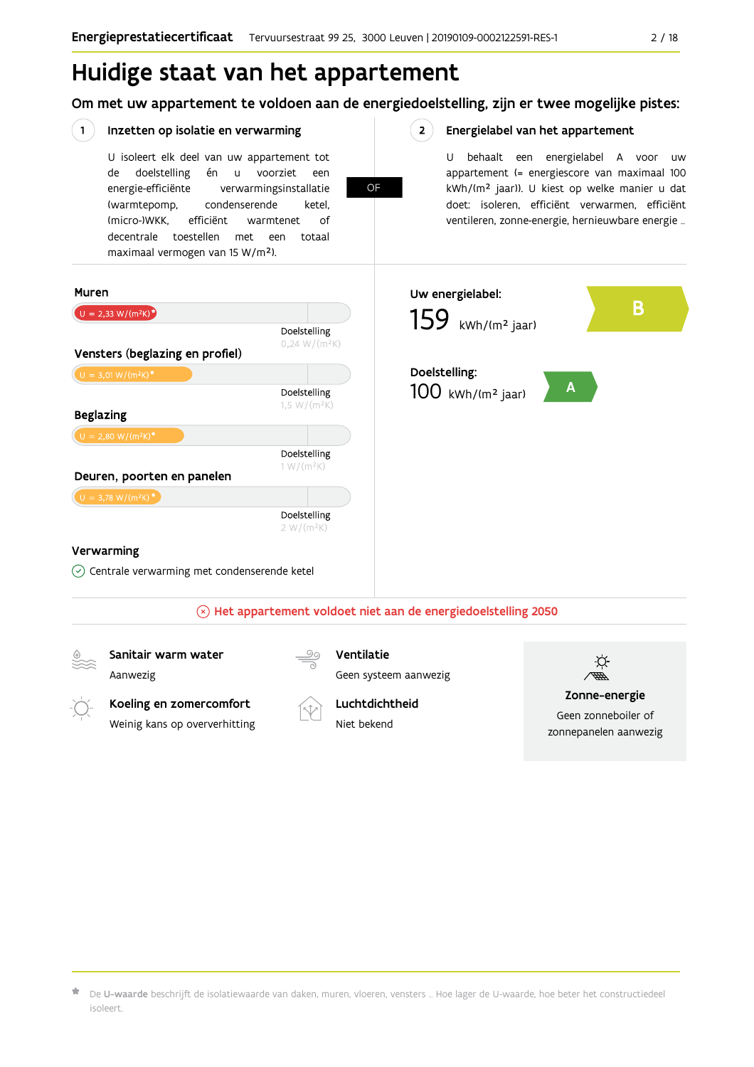# Huidige staat van het appartement

## Om met uw appartement te voldoen aan de energiedoelstelling, zijn er twee mogelijke pistes:

### 1 Inzetten op isolatie en verwarming

U isoleert elk deel van uw appartement tot de doelstelling én u voorziet een energie-efficiënte verwarmingsinstallatie (warmtepomp, condenserende ketel, (micro-)WKK, efficiënt warmtenet of decentrale toestellen met een totaal maximaal vermogen van 15 W/m²).

**OF**

### 2 Energielabel van het appartement

U behaalt een energielabel A voor uw appartement (= energiescore van maximaal 100 kWh/(m² jaar)). U kiest op welke manier u dat doet: isoleren, efficiënt verwarmen, efficiënt ventileren, zonne-energie, hernieuwbare energie …

**Muren**

U = 2,33 W/(m²K)*

Doelstelling 0,24 W/(m²K)

**Vensters (beglazing en profiel)**

U = 3,01 W/(m²K)*

Doelstelling 1,5 W/(m²K)

**Beglazing**

U = 2,80 W/(m²K)*

Doelstelling 1 W/(m²K)

**Deuren, poorten en panelen**

U = 3,78 W/(m²K)*

Doelstelling 2 W/(m²K)

**Verwarming**

Centrale verwarming met condenserende ketel

**Uw energielabel:**

159 kWh/(m² jaar) — **B**

**Doelstelling:**

100 kWh/(m² jaar) — **A**

**Het appartement voldoet niet aan de energiedoelstelling 2050**

**Sanitair warm water**
Aanwezig

**Ventilatie**
Geen systeem aanwezig

**Koeling en zomercomfort**
Weinig kans op oververhitting

**Luchtdichtheid**
Niet bekend

**Zonne-energie**
Geen zonneboiler of zonnepanelen aanwezig

* De **U-waarde** beschrijft de isolatiewaarde van daken, muren, vloeren, vensters … Hoe lager de U-waarde, hoe beter het constructiedeel isoleert.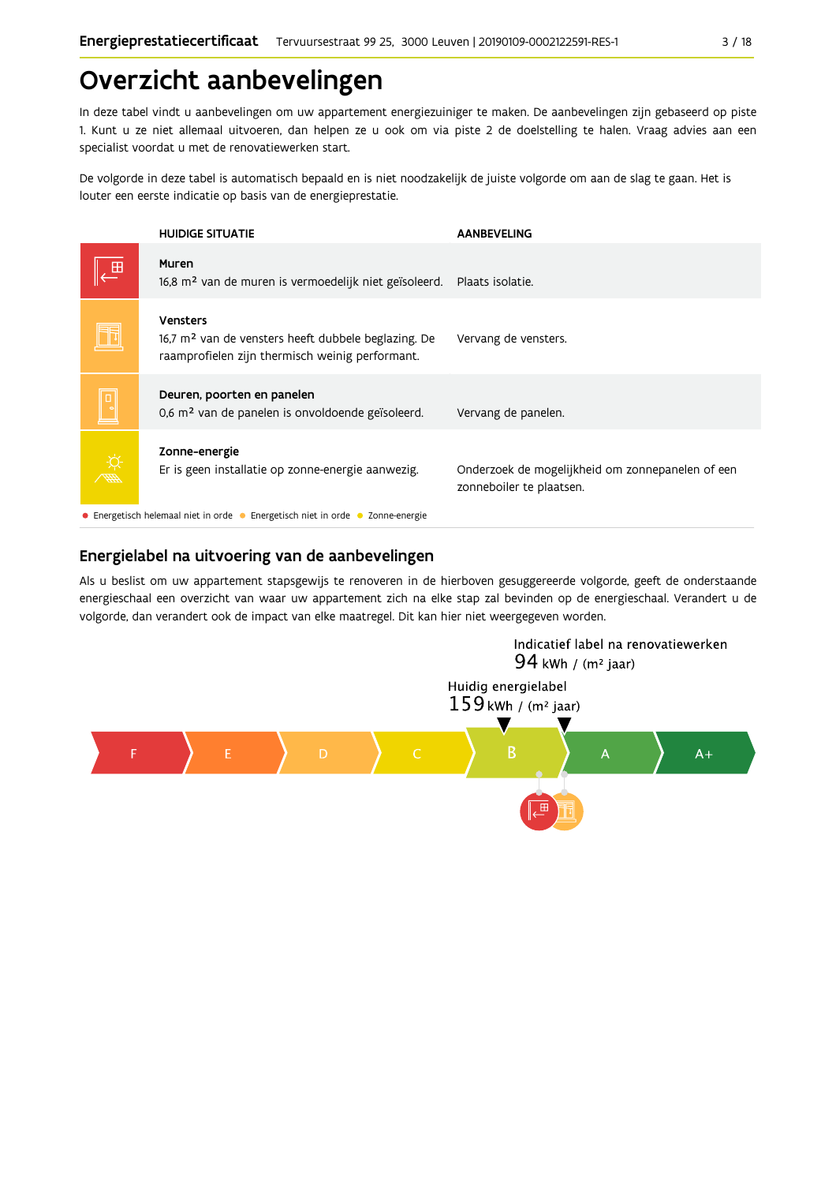# Overzicht aanbevelingen

In deze tabel vindt u aanbevelingen om uw appartement energiezuiniger te maken. De aanbevelingen zijn gebaseerd op piste 1. Kunt u ze niet allemaal uitvoeren, dan helpen ze u ook om via piste 2 de doelstelling te halen. Vraag advies aan een specialist voordat u met de renovatiewerken start.

De volgorde in deze tabel is automatisch bepaald en is niet noodzakelijk de juiste volgorde om aan de slag te gaan. Het is louter een eerste indicatie op basis van de energieprestatie.

| HUIDIGE SITUATIE | AANBEVELING |
|---|---|
| **Muren**<br>16,8 m² van de muren is vermoedelijk niet geïsoleerd. | Plaats isolatie. |
| **Vensters**<br>16,7 m² van de vensters heeft dubbele beglazing. De raamprofielen zijn thermisch weinig performant. | Vervang de vensters. |
| **Deuren, poorten en panelen**<br>0,6 m² van de panelen is onvoldoende geïsoleerd. | Vervang de panelen. |
| **Zonne-energie**<br>Er is geen installatie op zonne-energie aanwezig. | Onderzoek de mogelijkheid om zonnepanelen of een zonneboiler te plaatsen. |

● Energetisch helemaal niet in orde ● Energetisch niet in orde ● Zonne-energie

## Energielabel na uitvoering van de aanbevelingen

Als u beslist om uw appartement stapsgewijs te renoveren in de hierboven gesuggereerde volgorde, geeft de onderstaande energieschaal een overzicht van waar uw appartement zich na elke stap zal bevinden op de energieschaal. Verandert u de volgorde, dan verandert ook de impact van elke maatregel. Dit kan hier niet weergegeven worden.

Indicatief label na renovatiewerken
94 kWh / (m² jaar)

Huidig energielabel
159 kWh / (m² jaar)

F | E | D | C | B | A | A+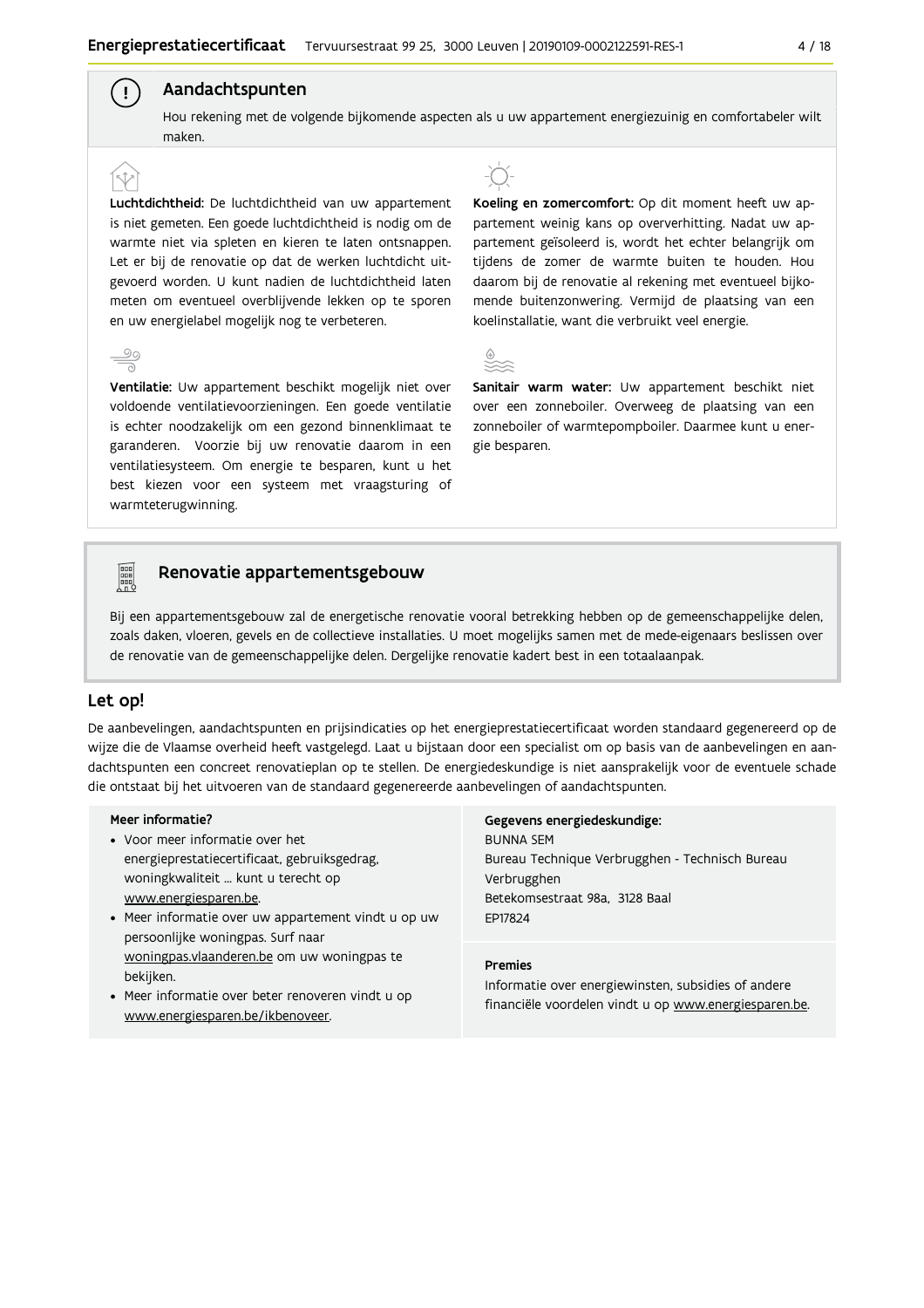## Aandachtspunten

Hou rekening met de volgende bijkomende aspecten als u uw appartement energiezuinig en comfortabeler wilt maken.

**Luchtdichtheid:** De luchtdichtheid van uw appartement is niet gemeten. Een goede luchtdichtheid is nodig om de warmte niet via spleten en kieren te laten ontsnappen. Let er bij de renovatie op dat de werken luchtdicht uitgevoerd worden. U kunt nadien de luchtdichtheid laten meten om eventueel overblijvende lekken op te sporen en uw energielabel mogelijk nog te verbeteren.

**Ventilatie:** Uw appartement beschikt mogelijk niet over voldoende ventilatievoorzieningen. Een goede ventilatie is echter noodzakelijk om een gezond binnenklimaat te garanderen. Voorzie bij uw renovatie daarom in een ventilatiesysteem. Om energie te besparen, kunt u het best kiezen voor een systeem met vraagsturing of warmteterugwinning.

**Koeling en zomercomfort:** Op dit moment heeft uw appartement weinig kans op oververhitting. Nadat uw appartement geïsoleerd is, wordt het echter belangrijk om tijdens de zomer de warmte buiten te houden. Hou daarom bij de renovatie al rekening met eventueel bijkomende buitenzonwering. Vermijd de plaatsing van een koelinstallatie, want die verbruikt veel energie.

**Sanitair warm water:** Uw appartement beschikt niet over een zonneboiler. Overweeg de plaatsing van een zonneboiler of warmtepompboiler. Daarmee kunt u energie besparen.

## Renovatie appartementsgebouw

Bij een appartementsgebouw zal de energetische renovatie vooral betrekking hebben op de gemeenschappelijke delen, zoals daken, vloeren, gevels en de collectieve installaties. U moet mogelijks samen met de mede-eigenaars beslissen over de renovatie van de gemeenschappelijke delen. Dergelijke renovatie kadert best in een totaalaanpak.

## Let op!

De aanbevelingen, aandachtspunten en prijsindicaties op het energieprestatiecertificaat worden standaard gegenereerd op de wijze die de Vlaamse overheid heeft vastgelegd. Laat u bijstaan door een specialist om op basis van de aanbevelingen en aandachtspunten een concreet renovatieplan op te stellen. De energiedeskundige is niet aansprakelijk voor de eventuele schade die ontstaat bij het uitvoeren van de standaard gegenereerde aanbevelingen of aandachtspunten.

**Meer informatie?**

- Voor meer informatie over het energieprestatiecertificaat, gebruiksgedrag, woningkwaliteit ... kunt u terecht op www.energiesparen.be.
- Meer informatie over uw appartement vindt u op uw persoonlijke woningpas. Surf naar woningpas.vlaanderen.be om uw woningpas te bekijken.
- Meer informatie over beter renoveren vindt u op www.energiesparen.be/ikbenoveer.

**Gegevens energiedeskundige:**

BUNNA SEM
Bureau Technique Verbrugghen - Technisch Bureau Verbrugghen
Betekomsestraat 98a, 3128 Baal
EP17824

**Premies**

Informatie over energiewinsten, subsidies of andere financiële voordelen vindt u op www.energiesparen.be.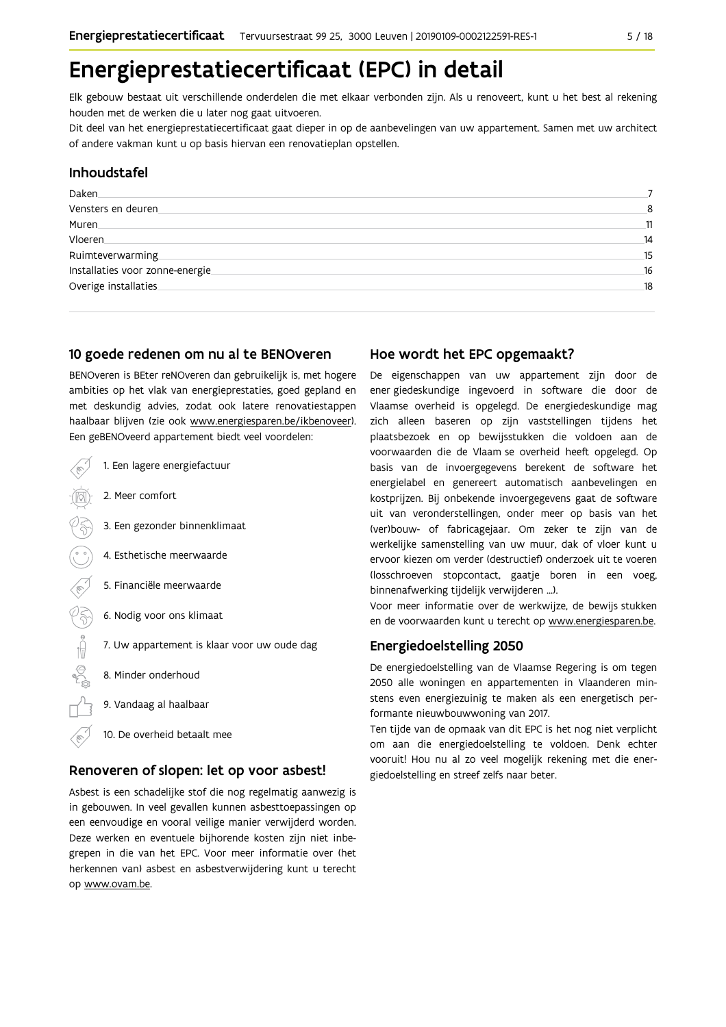# Energieprestatiecertificaat (EPC) in detail

Elk gebouw bestaat uit verschillende onderdelen die met elkaar verbonden zijn. Als u renoveert, kunt u het best al rekening houden met de werken die u later nog gaat uitvoeren.

Dit deel van het energieprestatiecertificaat gaat dieper in op de aanbevelingen van uw appartement. Samen met uw architect of andere vakman kunt u op basis hiervan een renovatieplan opstellen.

## Inhoudstafel

| | |
|---|---|
| Daken | 7 |
| Vensters en deuren | 8 |
| Muren | 11 |
| Vloeren | 14 |
| Ruimteverwarming | 15 |
| Installaties voor zonne-energie | 16 |
| Overige installaties | 18 |

## 10 goede redenen om nu al te BENOveren

BENOveren is BEter reNOveren dan gebruikelijk is, met hogere ambities op het vlak van energieprestaties, goed gepland en met deskundig advies, zodat ook latere renovatiestappen haalbaar blijven (zie ook www.energiesparen.be/ikbenoveer). Een geBENOveerd appartement biedt veel voordelen:

1. Een lagere energiefactuur
2. Meer comfort
3. Een gezonder binnenklimaat
4. Esthetische meerwaarde
5. Financiële meerwaarde
6. Nodig voor ons klimaat
7. Uw appartement is klaar voor uw oude dag
8. Minder onderhoud
9. Vandaag al haalbaar
10. De overheid betaalt mee

## Renoveren of slopen: let op voor asbest!

Asbest is een schadelijke stof die nog regelmatig aanwezig is in gebouwen. In veel gevallen kunnen asbesttoepassingen op een eenvoudige en vooral veilige manier verwijderd worden. Deze werken en eventuele bijhorende kosten zijn niet inbegrepen in die van het EPC. Voor meer informatie over (het herkennen van) asbest en asbestverwijdering kunt u terecht op www.ovam.be.

## Hoe wordt het EPC opgemaakt?

De eigenschappen van uw appartement zijn door de energiedeskundige ingevoerd in software die door de Vlaamse overheid is opgelegd. De energiedeskundige mag zich alleen baseren op zijn vaststellingen tijdens het plaatsbezoek en op bewijsstukken die voldoen aan de voorwaarden die de Vlaamse overheid heeft opgelegd. Op basis van de invoergegevens berekent de software het energielabel en genereert automatisch aanbevelingen en kostprijzen. Bij onbekende invoergegevens gaat de software uit van veronderstellingen, onder meer op basis van het (ver)bouw- of fabricagejaar. Om zeker te zijn van de werkelijke samenstelling van uw muur, dak of vloer kunt u ervoor kiezen om verder (destructief) onderzoek uit te voeren (losschroeven stopcontact, gaatje boren in een voeg, binnenafwerking tijdelijk verwijderen ...).

Voor meer informatie over de werkwijze, de bewijsstukken en de voorwaarden kunt u terecht op www.energiesparen.be.

## Energiedoelstelling 2050

De energiedoelstelling van de Vlaamse Regering is om tegen 2050 alle woningen en appartementen in Vlaanderen minstens even energiezuinig te maken als een energetisch performante nieuwbouwwoning van 2017.

Ten tijde van de opmaak van dit EPC is het nog niet verplicht om aan die energiedoelstelling te voldoen. Denk echter vooruit! Hou nu al zo veel mogelijk rekening met die energiedoelstelling en streef zelfs naar beter.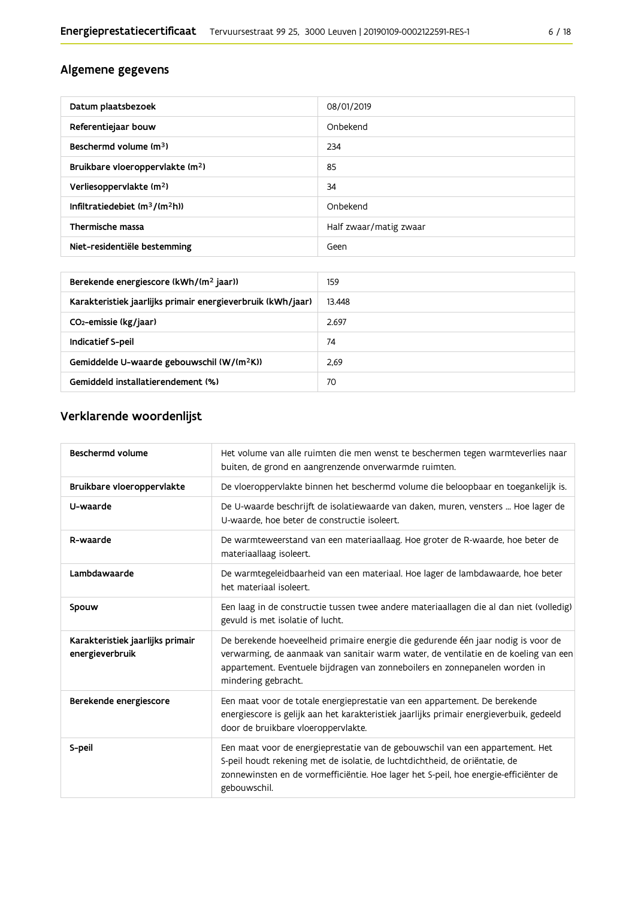## Algemene gegevens

| Datum plaatsbezoek | 08/01/2019 |
| --- | --- |
| Referentiejaar bouw | Onbekend |
| Beschermd volume ($m^3$) | 234 |
| Bruikbare vloeroppervlakte ($m^2$) | 85 |
| Verliesoppervlakte ($m^2$) | 34 |
| Infiltratiedebiet ($m^3/(m^2h)$) | Onbekend |
| Thermische massa | Half zwaar/matig zwaar |
| Niet-residentiële bestemming | Geen |

| Berekende energiescore (kWh/($m^2$ jaar)) | 159 |
| --- | --- |
| Karakteristiek jaarlijks primair energieverbruik (kWh/jaar) | 13.448 |
| $CO_2$-emissie (kg/jaar) | 2.697 |
| Indicatief S-peil | 74 |
| Gemiddelde U-waarde gebouwschil (W/($m^2$K)) | 2,69 |
| Gemiddeld installatierendement (%) | 70 |

## Verklarende woordenlijst

| Beschermd volume | Het volume van alle ruimten die men wenst te beschermen tegen warmteverlies naar buiten, de grond en aangrenzende onverwarmde ruimten. |
| --- | --- |
| Bruikbare vloeroppervlakte | De vloeroppervlakte binnen het beschermd volume die beloopbaar en toegankelijk is. |
| U-waarde | De U-waarde beschrijft de isolatiewaarde van daken, muren, vensters ... Hoe lager de U-waarde, hoe beter de constructie isoleert. |
| R-waarde | De warmteweerstand van een materiaallaag. Hoe groter de R-waarde, hoe beter de materiaallaag isoleert. |
| Lambdawaarde | De warmtegeleidbaarheid van een materiaal. Hoe lager de lambdawaarde, hoe beter het materiaal isoleert. |
| Spouw | Een laag in de constructie tussen twee andere materiaallagen die al dan niet (volledig) gevuld is met isolatie of lucht. |
| Karakteristiek jaarlijks primair energieverbruik | De berekende hoeveelheid primaire energie die gedurende één jaar nodig is voor de verwarming, de aanmaak van sanitair warm water, de ventilatie en de koeling van een appartement. Eventuele bijdragen van zonneboilers en zonnepanelen worden in mindering gebracht. |
| Berekende energiescore | Een maat voor de totale energieprestatie van een appartement. De berekende energiescore is gelijk aan het karakteristiek jaarlijks primair energieverbuik, gedeeld door de bruikbare vloeroppervlakte. |
| S-peil | Een maat voor de energieprestatie van de gebouwschil van een appartement. Het S-peil houdt rekening met de isolatie, de luchtdichtheid, de oriëntatie, de zonnewinsten en de vormefficiëntie. Hoe lager het S-peil, hoe energie-efficiënter de gebouwschil. |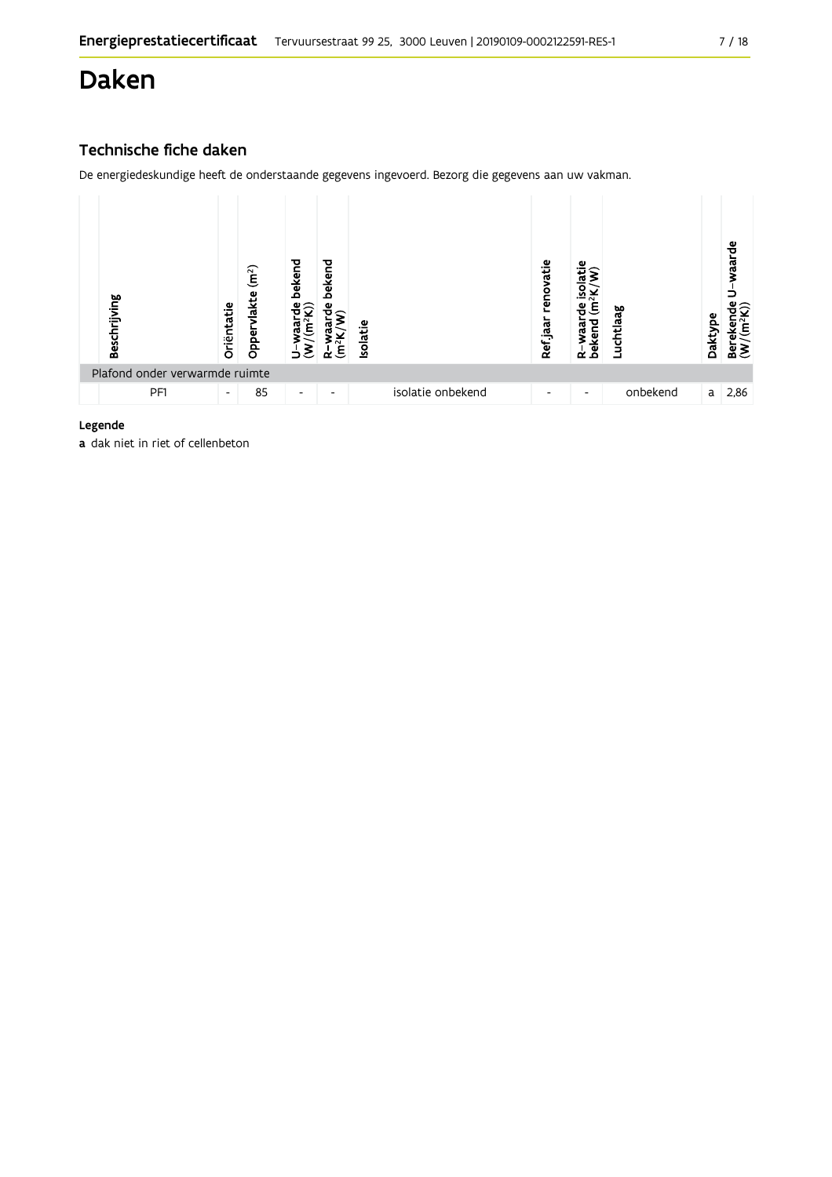# Daken

## Technische fiche daken

De energiedeskundige heeft de onderstaande gegevens ingevoerd. Bezorg die gegevens aan uw vakman.

| Beschrijving | Oriëntatie | Oppervlakte (m²) | U-waarde bekend (W/(m²K)) | R-waarde bekend (m²K/W) | Isolatie | Ref.jaar renovatie | R-waarde isolatie bekend (m²K/W) | Luchtlaag | Daktype | Berekende U-waarde (W/(m²K)) |
|---|---|---|---|---|---|---|---|---|---|---|
| Plafond onder verwarmde ruimte | | | | | | | | | | |
| PF1 | - | 85 | - | - | isolatie onbekend | - | - | onbekend | a | 2,86 |

**Legende**

**a** dak niet in riet of cellenbeton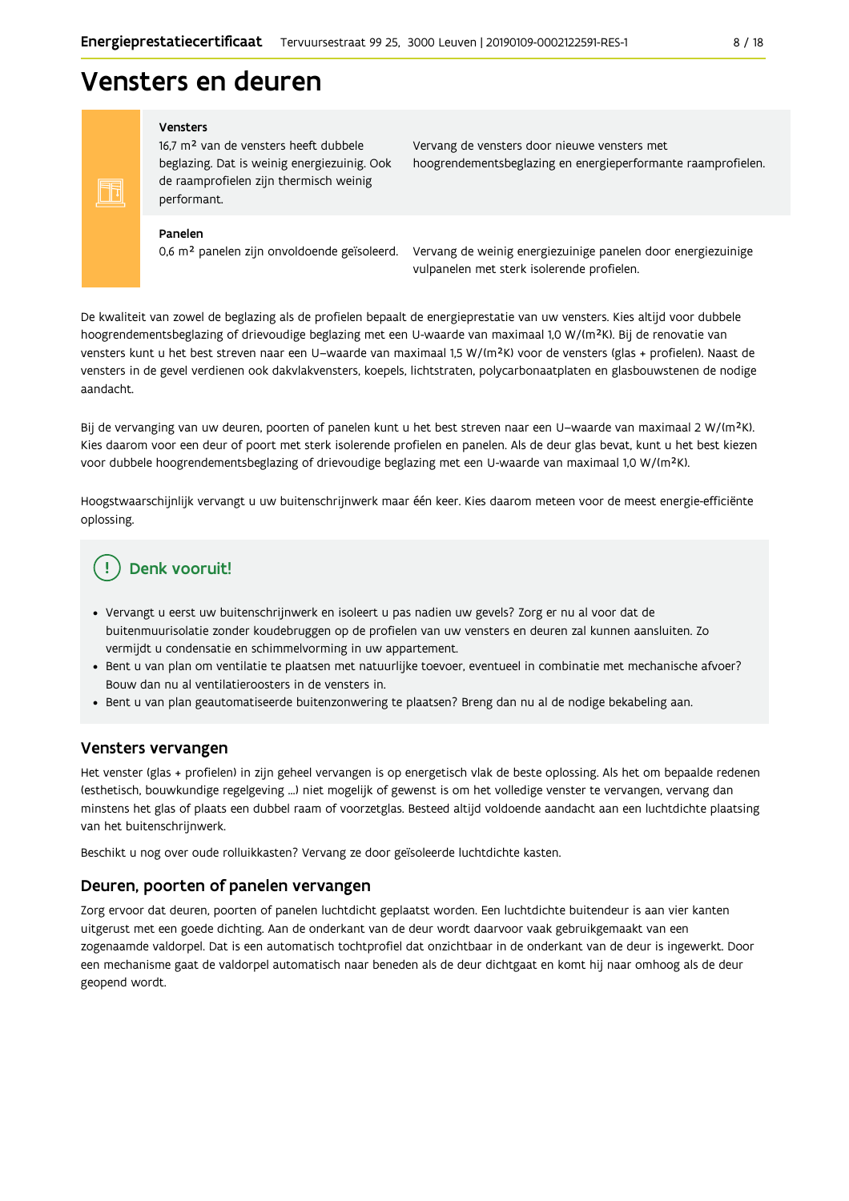# Vensters en deuren

| | |
|---|---|
| **Vensters**<br>16,7 m² van de vensters heeft dubbele beglazing. Dat is weinig energiezuinig. Ook de raamprofielen zijn thermisch weinig performant. | Vervang de vensters door nieuwe vensters met hoogrendementsbeglazing en energieperformante raamprofielen. |
| **Panelen**<br>0,6 m² panelen zijn onvoldoende geïsoleerd. | Vervang de weinig energiezuinige panelen door energiezuinige vulpanelen met sterk isolerende profielen. |

De kwaliteit van zowel de beglazing als de profielen bepaalt de energieprestatie van uw vensters. Kies altijd voor dubbele hoogrendementsbeglazing of drievoudige beglazing met een U-waarde van maximaal 1,0 W/(m²K). Bij de renovatie van vensters kunt u het best streven naar een U–waarde van maximaal 1,5 W/(m²K) voor de vensters (glas + profielen). Naast de vensters in de gevel verdienen ook dakvlakvensters, koepels, lichtstraten, polycarbonaatplaten en glasbouwstenen de nodige aandacht.

Bij de vervanging van uw deuren, poorten of panelen kunt u het best streven naar een U–waarde van maximaal 2 W/(m²K). Kies daarom voor een deur of poort met sterk isolerende profielen en panelen. Als de deur glas bevat, kunt u het best kiezen voor dubbele hoogrendementsbeglazing of drievoudige beglazing met een U-waarde van maximaal 1,0 W/(m²K).

Hoogstwaarschijnlijk vervangt u uw buitenschrijnwerk maar één keer. Kies daarom meteen voor de meest energie-efficiënte oplossing.

## Denk vooruit!

- Vervangt u eerst uw buitenschrijnwerk en isoleert u pas nadien uw gevels? Zorg er nu al voor dat de buitenmuurisolatie zonder koudebruggen op de profielen van uw vensters en deuren zal kunnen aansluiten. Zo vermijdt u condensatie en schimmelvorming in uw appartement.
- Bent u van plan om ventilatie te plaatsen met natuurlijke toevoer, eventueel in combinatie met mechanische afvoer? Bouw dan nu al ventilatieroosters in de vensters in.
- Bent u van plan geautomatiseerde buitenzonwering te plaatsen? Breng dan nu al de nodige bekabeling aan.

## Vensters vervangen

Het venster (glas + profielen) in zijn geheel vervangen is op energetisch vlak de beste oplossing. Als het om bepaalde redenen (esthetisch, bouwkundige regelgeving ...) niet mogelijk of gewenst is om het volledige venster te vervangen, vervang dan minstens het glas of plaats een dubbel raam of voorzetglas. Besteed altijd voldoende aandacht aan een luchtdichte plaatsing van het buitenschrijnwerk.

Beschikt u nog over oude rolluikkasten? Vervang ze door geïsoleerde luchtdichte kasten.

## Deuren, poorten of panelen vervangen

Zorg ervoor dat deuren, poorten of panelen luchtdicht geplaatst worden. Een luchtdichte buitendeur is aan vier kanten uitgerust met een goede dichting. Aan de onderkant van de deur wordt daarvoor vaak gebruikgemaakt van een zogenaamde valdorpel. Dat is een automatisch tochtprofiel dat onzichtbaar in de onderkant van de deur is ingewerkt. Door een mechanisme gaat de valdorpel automatisch naar beneden als de deur dichtgaat en komt hij naar omhoog als de deur geopend wordt.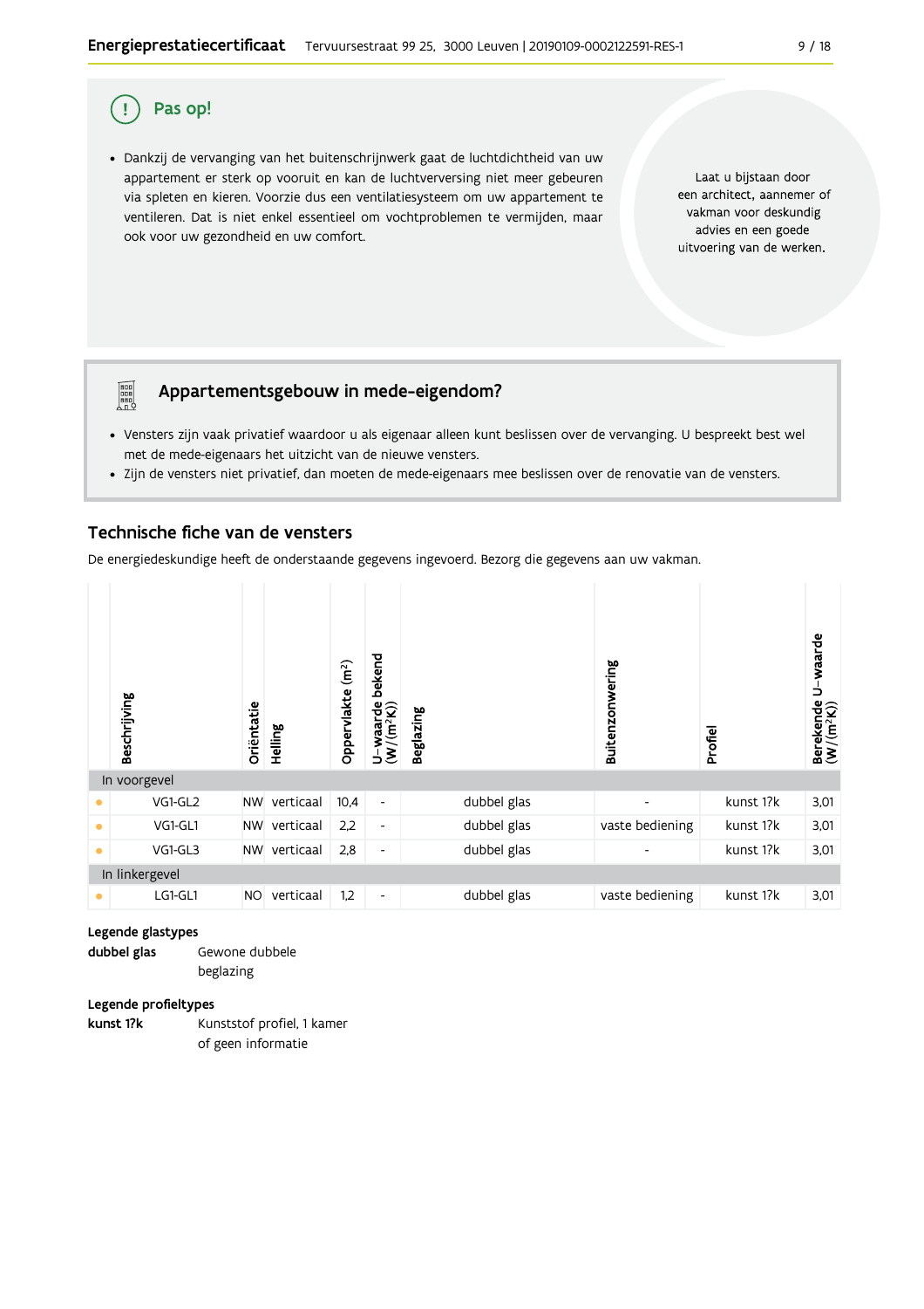## Pas op!

- Dankzij de vervanging van het buitenschrijnwerk gaat de luchtdichtheid van uw appartement er sterk op vooruit en kan de luchtverversing niet meer gebeuren via spleten en kieren. Voorzie dus een ventilatiesysteem om uw appartement te ventileren. Dat is niet enkel essentieel om vochtproblemen te vermijden, maar ook voor uw gezondheid en uw comfort.

Laat u bijstaan door een architect, aannemer of vakman voor deskundig advies en een goede uitvoering van de werken.

## Appartementsgebouw in mede-eigendom?

- Vensters zijn vaak privatief waardoor u als eigenaar alleen kunt beslissen over de vervanging. U bespreekt best wel met de mede-eigenaars het uitzicht van de nieuwe vensters.
- Zijn de vensters niet privatief, dan moeten de mede-eigenaars mee beslissen over de renovatie van de vensters.

## Technische fiche van de vensters

De energiedeskundige heeft de onderstaande gegevens ingevoerd. Bezorg die gegevens aan uw vakman.

| | Beschrijving | Oriëntatie | Helling | Oppervlakte (m²) | U-waarde bekend (W/(m²K)) | Beglazing | Buitenzonwering | Profiel | Berekende U-waarde (W/(m²K)) |
|---|---|---|---|---|---|---|---|---|---|
| In voorgevel | | | | | | | | | |
| • | VG1-GL2 | NW | verticaal | 10,4 | - | dubbel glas | - | kunst 1?k | 3,01 |
| • | VG1-GL1 | NW | verticaal | 2,2 | - | dubbel glas | vaste bediening | kunst 1?k | 3,01 |
| • | VG1-GL3 | NW | verticaal | 2,8 | - | dubbel glas | - | kunst 1?k | 3,01 |
| In linkergevel | | | | | | | | | |
| • | LG1-GL1 | NO | verticaal | 1,2 | - | dubbel glas | vaste bediening | kunst 1?k | 3,01 |

**Legende glastypes**

**dubbel glas** Gewone dubbele beglazing

**Legende profieltypes**

**kunst 1?k** Kunststof profiel, 1 kamer of geen informatie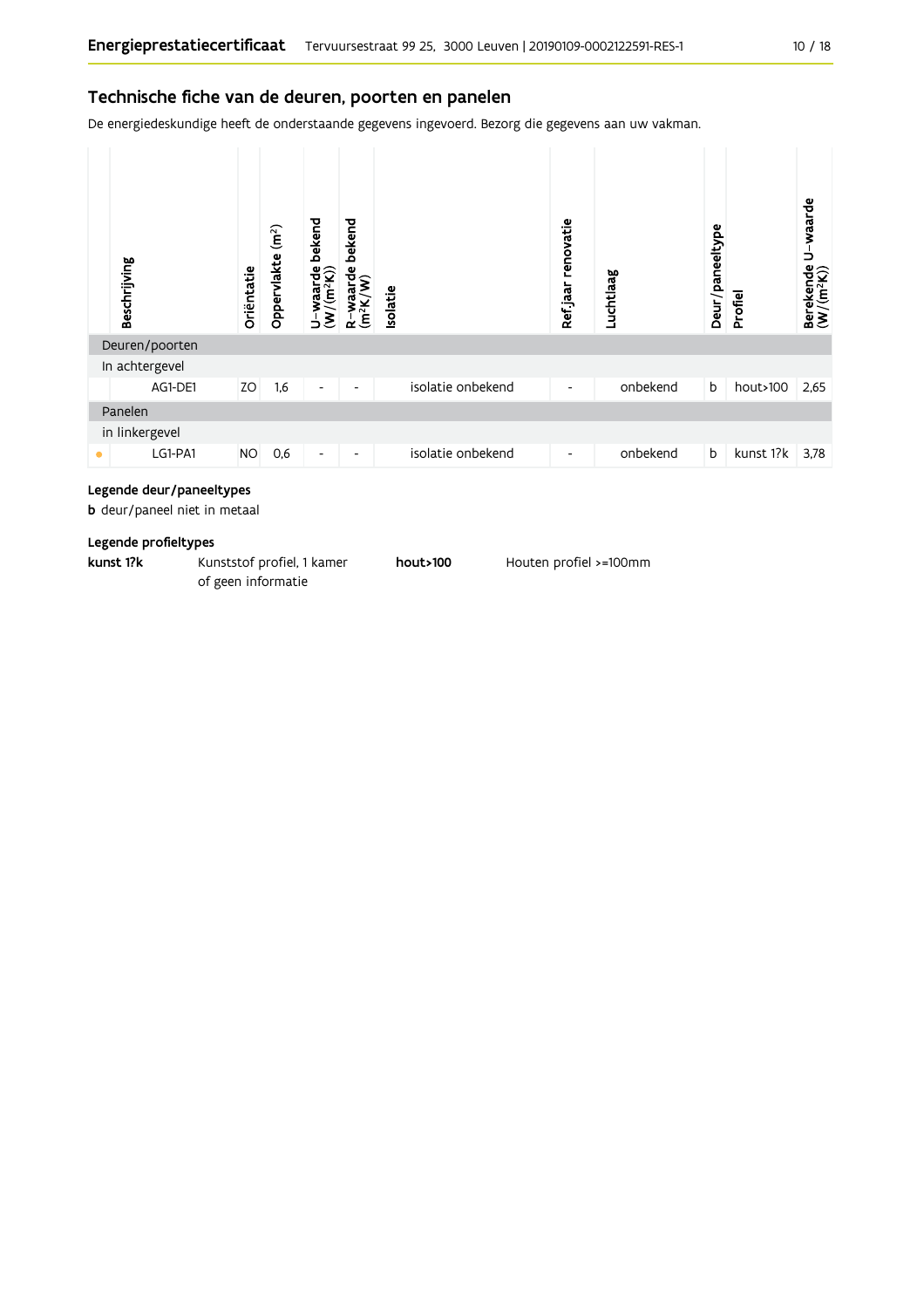## Technische fiche van de deuren, poorten en panelen

De energiedeskundige heeft de onderstaande gegevens ingevoerd. Bezorg die gegevens aan uw vakman.

| | Beschrijving | Oriëntatie | Oppervlakte (m²) | U-waarde bekend (W/(m²K)) | R-waarde bekend (m²K/W) | Isolatie | Ref.jaar renovatie | Luchtlaag | Deur/paneeltype | Profiel | Berekende U-waarde (W/(m²K)) |
|---|---|---|---|---|---|---|---|---|---|---|---|
| Deuren/poorten | | | | | | | | | | | |
| In achtergevel | | | | | | | | | | | |
| | AG1-DE1 | ZO | 1,6 | - | - | isolatie onbekend | - | onbekend | b | hout>100 | 2,65 |
| Panelen | | | | | | | | | | | |
| in linkergevel | | | | | | | | | | | |
| • | LG1-PA1 | NO | 0,6 | - | - | isolatie onbekend | - | onbekend | b | kunst 1?k | 3,78 |

### Legende deur/paneeltypes

**b** deur/paneel niet in metaal

### Legende profieltypes

| | |
|---|---|
| **kunst 1?k** | Kunststof profiel, 1 kamer of geen informatie |
| **hout>100** | Houten profiel >=100mm |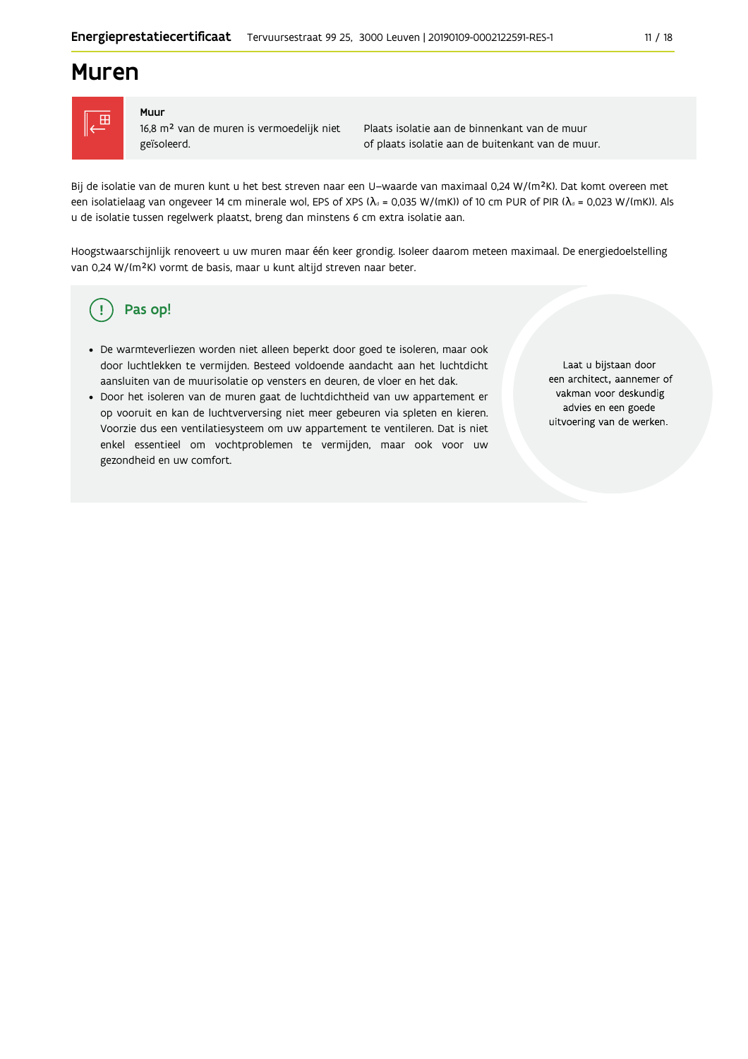# Muren

| Muur | |
|---|---|
| 16,8 m² van de muren is vermoedelijk niet geïsoleerd. | Plaats isolatie aan de binnenkant van de muur of plaats isolatie aan de buitenkant van de muur. |

Bij de isolatie van de muren kunt u het best streven naar een U-waarde van maximaal 0,24 W/(m²K). Dat komt overeen met een isolatielaag van ongeveer 14 cm minerale wol, EPS of XPS ($\lambda_d$ = 0,035 W/(mK)) of 10 cm PUR of PIR ($\lambda_d$ = 0,023 W/(mK)). Als u de isolatie tussen regelwerk plaatst, breng dan minstens 6 cm extra isolatie aan.

Hoogstwaarschijnlijk renoveert u uw muren maar één keer grondig. Isoleer daarom meteen maximaal. De energiedoelstelling van 0,24 W/(m²K) vormt de basis, maar u kunt altijd streven naar beter.

## Pas op!

- De warmteverliezen worden niet alleen beperkt door goed te isoleren, maar ook door luchtlekken te vermijden. Besteed voldoende aandacht aan het luchtdicht aansluiten van de muurisolatie op vensters en deuren, de vloer en het dak.
- Door het isoleren van de muren gaat de luchtdichtheid van uw appartement er op vooruit en kan de luchtverversing niet meer gebeuren via spleten en kieren. Voorzie dus een ventilatiesysteem om uw appartement te ventileren. Dat is niet enkel essentieel om vochtproblemen te vermijden, maar ook voor uw gezondheid en uw comfort.

Laat u bijstaan door een architect, aannemer of vakman voor deskundig advies en een goede uitvoering van de werken.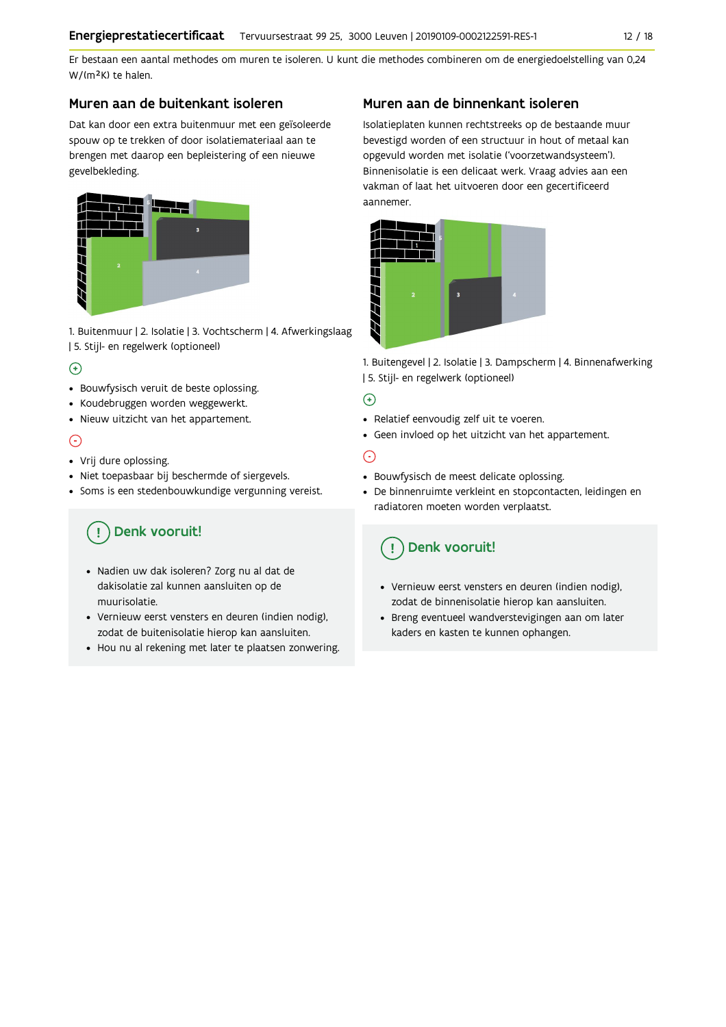Er bestaan een aantal methodes om muren te isoleren. U kunt die methodes combineren om de energiedoelstelling van 0,24 W/(m²K) te halen.

## Muren aan de buitenkant isoleren

Dat kan door een extra buitenmuur met een geïsoleerde spouw op te trekken of door isolatiemateriaal aan te brengen met daarop een bepleistering of een nieuwe gevelbekleding.

1. Buitenmuur | 2. Isolatie | 3. Vochtscherm | 4. Afwerkingslaag | 5. Stijl- en regelwerk (optioneel)

⊕

- Bouwfysisch veruit de beste oplossing.
- Koudebruggen worden weggewerkt.
- Nieuw uitzicht van het appartement.

⊖

- Vrij dure oplossing.
- Niet toepasbaar bij beschermde of siergevels.
- Soms is een stedenbouwkundige vergunning vereist.

### Denk vooruit!

- Nadien uw dak isoleren? Zorg nu al dat de dakisolatie zal kunnen aansluiten op de muurisolatie.
- Vernieuw eerst vensters en deuren (indien nodig), zodat de buitenisolatie hierop kan aansluiten.
- Hou nu al rekening met later te plaatsen zonwering.

## Muren aan de binnenkant isoleren

Isolatieplaten kunnen rechtstreeks op de bestaande muur bevestigd worden of een structuur in hout of metaal kan opgevuld worden met isolatie ('voorzetwandsysteem'). Binnenisolatie is een delicaat werk. Vraag advies aan een vakman of laat het uitvoeren door een gecertificeerd aannemer.

1. Buitengevel | 2. Isolatie | 3. Dampscherm | 4. Binnenafwerking | 5. Stijl- en regelwerk (optioneel)

⊕

- Relatief eenvoudig zelf uit te voeren.
- Geen invloed op het uitzicht van het appartement.

⊖

- Bouwfysisch de meest delicate oplossing.
- De binnenruimte verkleint en stopcontacten, leidingen en radiatoren moeten worden verplaatst.

### Denk vooruit!

- Vernieuw eerst vensters en deuren (indien nodig), zodat de binnenisolatie hierop kan aansluiten.
- Breng eventueel wandverstevigingen aan om later kaders en kasten te kunnen ophangen.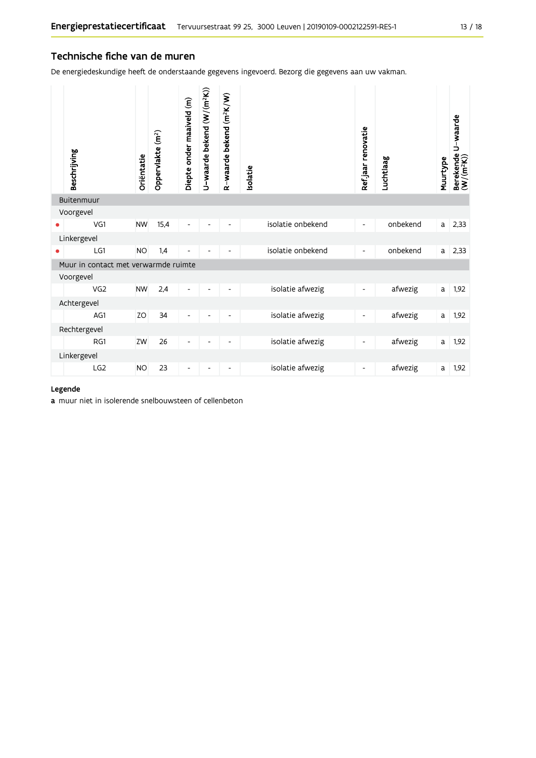## Technische fiche van de muren

De energiedeskundige heeft de onderstaande gegevens ingevoerd. Bezorg die gegevens aan uw vakman.

| | Beschrijving | Oriëntatie | Oppervlakte (m²) | Diepte onder maaiveld (m) | U-waarde bekend (W/(m²K)) | R-waarde bekend (m²K/W) | Isolatie | Ref.jaar renovatie | Luchtlaag | Muurtype | Berekende U-waarde (W/(m²K)) |
|---|---|---|---|---|---|---|---|---|---|---|---|
| | **Buitenmuur** | | | | | | | | | | |
| | Voorgevel | | | | | | | | | | |
| • | VG1 | NW | 15,4 | - | - | - | isolatie onbekend | - | onbekend | a | 2,33 |
| | Linkergevel | | | | | | | | | | |
| • | LG1 | NO | 1,4 | - | - | - | isolatie onbekend | - | onbekend | a | 2,33 |
| | **Muur in contact met verwarmde ruimte** | | | | | | | | | | |
| | Voorgevel | | | | | | | | | | |
| | VG2 | NW | 2,4 | - | - | - | isolatie afwezig | - | afwezig | a | 1,92 |
| | Achtergevel | | | | | | | | | | |
| | AG1 | ZO | 34 | - | - | - | isolatie afwezig | - | afwezig | a | 1,92 |
| | Rechtergevel | | | | | | | | | | |
| | RG1 | ZW | 26 | - | - | - | isolatie afwezig | - | afwezig | a | 1,92 |
| | Linkergevel | | | | | | | | | | |
| | LG2 | NO | 23 | - | - | - | isolatie afwezig | - | afwezig | a | 1,92 |

**Legende**

**a** muur niet in isolerende snelbouwsteen of cellenbeton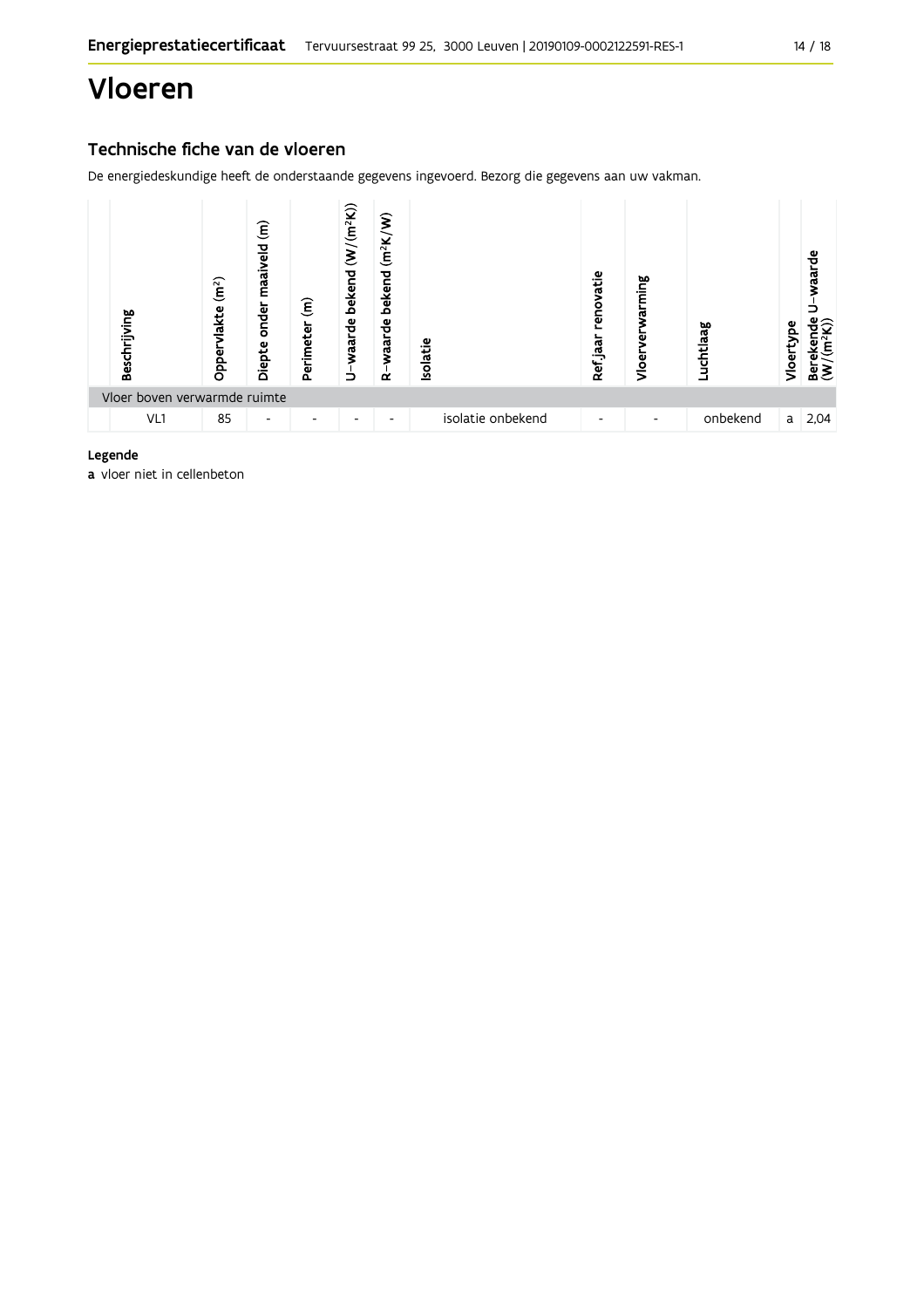# Vloeren

## Technische fiche van de vloeren

De energiedeskundige heeft de onderstaande gegevens ingevoerd. Bezorg die gegevens aan uw vakman.

| Beschrijving | Oppervlakte ($m^2$) | Diepte onder maaiveld (m) | Perimeter (m) | U–waarde bekend ($W/(m^2K)$) | R–waarde bekend ($m^2K/W$) | Isolatie | Ref.jaar renovatie | Vloerverwarming | Luchtlaag | Vloertype | Berekende U–waarde ($W/(m^2K)$) |
|---|---|---|---|---|---|---|---|---|---|---|---|
| Vloer boven verwarmde ruimte | | | | | | | | | | | |
| VL1 | 85 | - | - | - | - | isolatie onbekend | - | - | onbekend | a | 2,04 |

**Legende**

**a** vloer niet in cellenbeton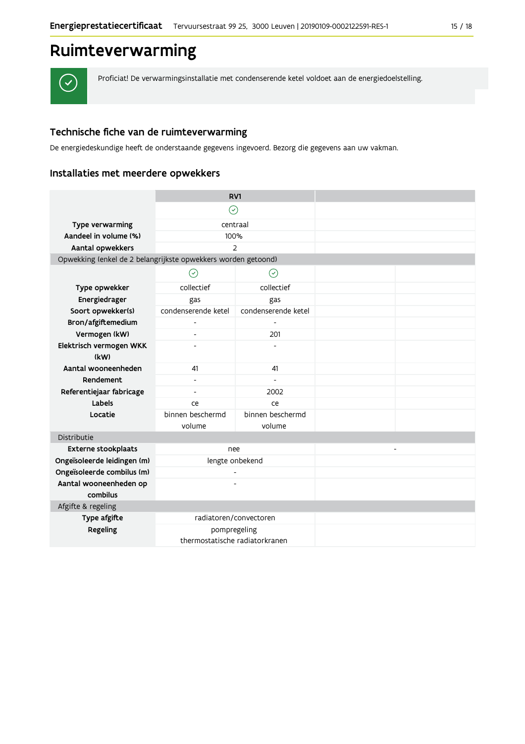# Ruimteverwarming

Proficiat! De verwarmingsinstallatie met condenserende ketel voldoet aan de energiedoelstelling.

## Technische fiche van de ruimteverwarming

De energiedeskundige heeft de onderstaande gegevens ingevoerd. Bezorg die gegevens aan uw vakman.

### Installaties met meerdere opwekkers

| | RV1 | | | |
|---|---|---|---|---|
| | ✓ | | | |
| **Type verwarming** | centraal | | | |
| **Aandeel in volume (%)** | 100% | | | |
| **Aantal opwekkers** | 2 | | | |
| Opwekking (enkel de 2 belangrijkste opwekkers worden getoond) | | | | |
| | ✓ | ✓ | | |
| **Type opwekker** | collectief | collectief | | |
| **Energiedrager** | gas | gas | | |
| **Soort opwekker(s)** | condenserende ketel | condenserende ketel | | |
| **Bron/afgiftemedium** | - | - | | |
| **Vermogen (kW)** | - | 201 | | |
| **Elektrisch vermogen WKK (kW)** | - | - | | |
| **Aantal wooneenheden** | 41 | 41 | | |
| **Rendement** | - | - | | |
| **Referentiejaar fabricage** | - | 2002 | | |
| **Labels** | ce | ce | | |
| **Locatie** | binnen beschermd volume | binnen beschermd volume | | |
| Distributie | | | | |
| **Externe stookplaats** | nee | | - | |
| **Ongeïsoleerde leidingen (m)** | lengte onbekend | | | |
| **Ongeïsoleerde combilus (m)** | - | | | |
| **Aantal wooneenheden op combilus** | - | | | |
| Afgifte & regeling | | | | |
| **Type afgifte** | radiatoren/convectoren | | | |
| **Regeling** | pompregeling thermostatische radiatorkranen | | | |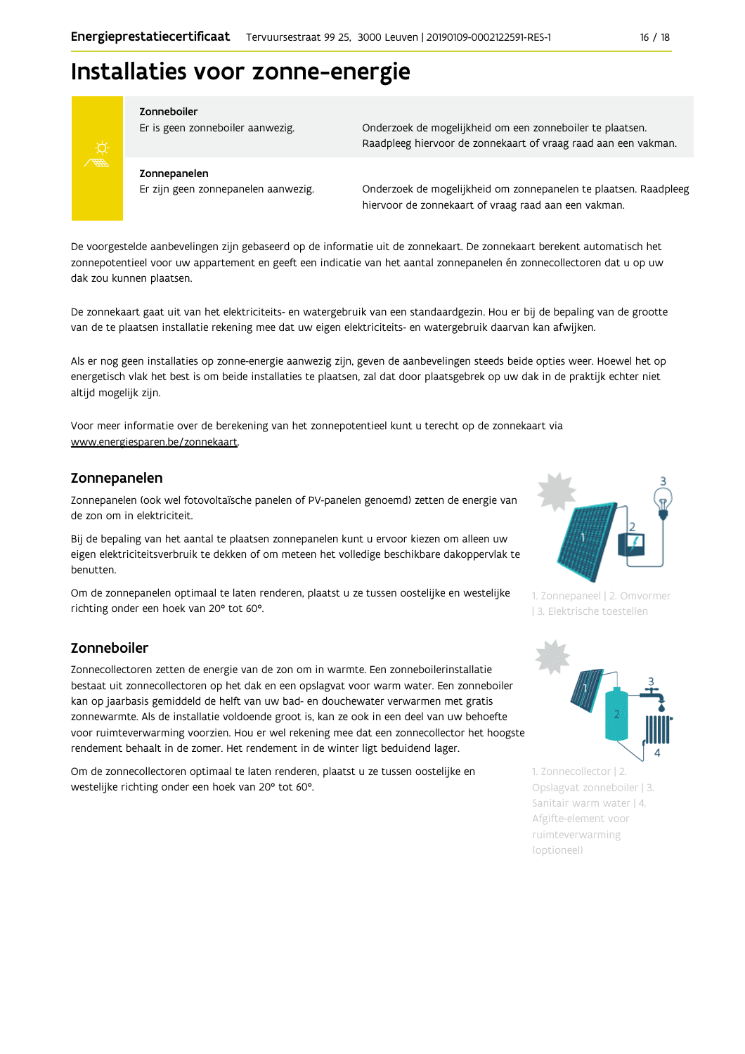# Installaties voor zonne-energie

| | | |
|---|---|---|
| **Zonneboiler** | Er is geen zonneboiler aanwezig. | Onderzoek de mogelijkheid om een zonneboiler te plaatsen. Raadpleeg hiervoor de zonnekaart of vraag raad aan een vakman. |
| **Zonnepanelen** | Er zijn geen zonnepanelen aanwezig. | Onderzoek de mogelijkheid om zonnepanelen te plaatsen. Raadpleeg hiervoor de zonnekaart of vraag raad aan een vakman. |

De voorgestelde aanbevelingen zijn gebaseerd op de informatie uit de zonnekaart. De zonnekaart berekent automatisch het zonnepotentieel voor uw appartement en geeft een indicatie van het aantal zonnepanelen én zonnecollectoren dat u op uw dak zou kunnen plaatsen.

De zonnekaart gaat uit van het elektriciteits- en watergebruik van een standaardgezin. Hou er bij de bepaling van de grootte van de te plaatsen installatie rekening mee dat uw eigen elektriciteits- en watergebruik daarvan kan afwijken.

Als er nog geen installaties op zonne-energie aanwezig zijn, geven de aanbevelingen steeds beide opties weer. Hoewel het op energetisch vlak het best is om beide installaties te plaatsen, zal dat door plaatsgebrek op uw dak in de praktijk echter niet altijd mogelijk zijn.

Voor meer informatie over de berekening van het zonnepotentieel kunt u terecht op de zonnekaart via www.energiesparen.be/zonnekaart.

## Zonnepanelen

Zonnepanelen (ook wel fotovoltaïsche panelen of PV-panelen genoemd) zetten de energie van de zon om in elektriciteit.

Bij de bepaling van het aantal te plaatsen zonnepanelen kunt u ervoor kiezen om alleen uw eigen elektriciteitsverbruik te dekken of om meteen het volledige beschikbare dakoppervlak te benutten.

Om de zonnepanelen optimaal te laten renderen, plaatst u ze tussen oostelijke en westelijke richting onder een hoek van 20° tot 60°.

1. Zonnepaneel | 2. Omvormer | 3. Elektrische toestellen

## Zonneboiler

Zonnecollectoren zetten de energie van de zon om in warmte. Een zonneboilerinstallatie bestaat uit zonnecollectoren op het dak en een opslagvat voor warm water. Een zonneboiler kan op jaarbasis gemiddeld de helft van uw bad- en douchewater verwarmen met gratis zonnewarmte. Als de installatie voldoende groot is, kan ze ook in een deel van uw behoefte voor ruimteverwarming voorzien. Hou er wel rekening mee dat een zonnecollector het hoogste rendement behaalt in de zomer. Het rendement in de winter ligt beduidend lager.

Om de zonnecollectoren optimaal te laten renderen, plaatst u ze tussen oostelijke en westelijke richting onder een hoek van 20° tot 60°.

1. Zonnecollector | 2. Opslagvat zonneboiler | 3. Sanitair warm water | 4. Afgifte-element voor ruimteverwarming (optioneel)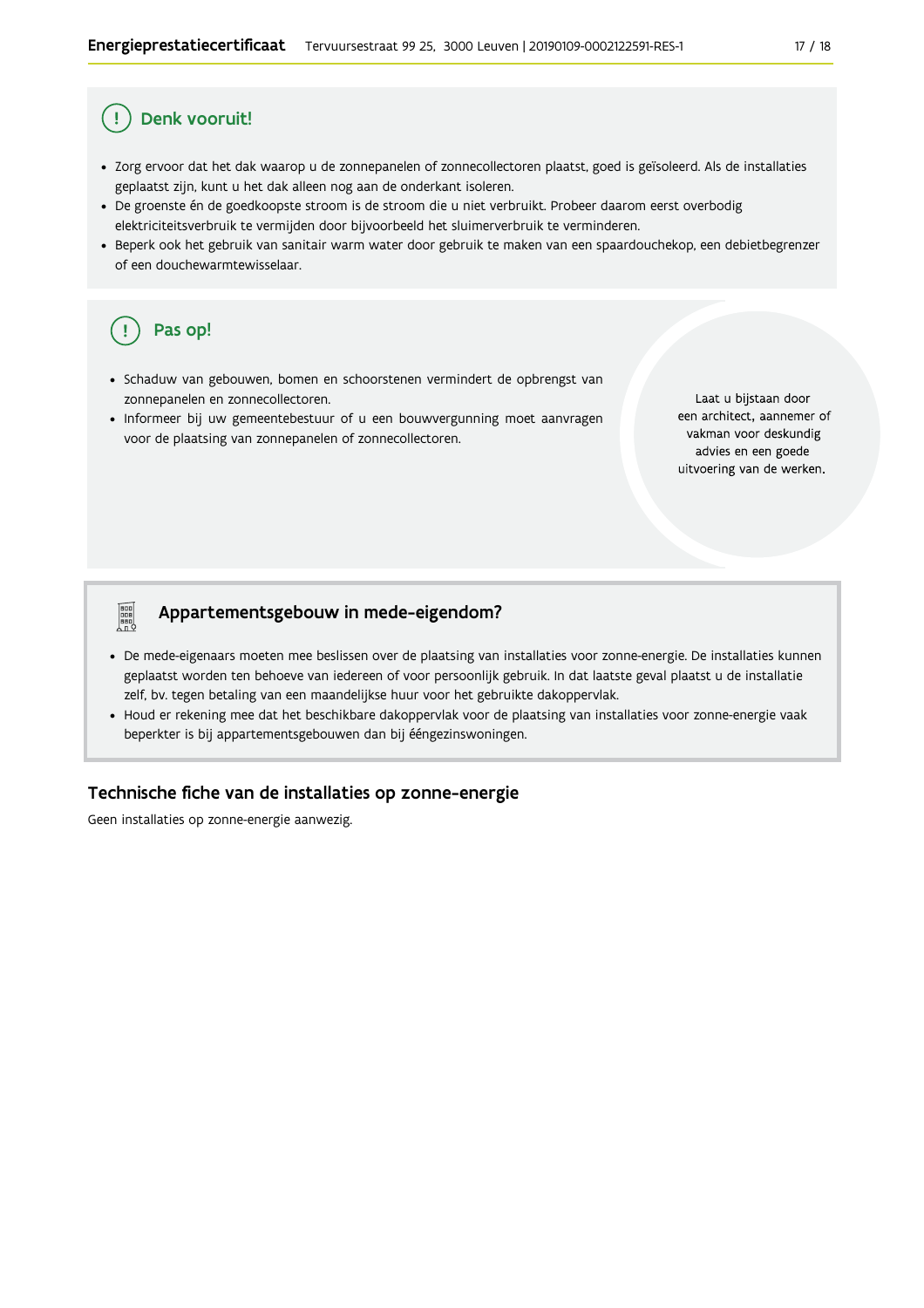## Denk vooruit!

- Zorg ervoor dat het dak waarop u de zonnepanelen of zonnecollectoren plaatst, goed is geïsoleerd. Als de installaties geplaatst zijn, kunt u het dak alleen nog aan de onderkant isoleren.
- De groenste én de goedkoopste stroom is de stroom die u niet verbruikt. Probeer daarom eerst overbodig elektriciteitsverbruik te vermijden door bijvoorbeeld het sluimerverbruik te verminderen.
- Beperk ook het gebruik van sanitair warm water door gebruik te maken van een spaardouchekop, een debietbegrenzer of een douchewarmtewisselaar.

## Pas op!

- Schaduw van gebouwen, bomen en schoorstenen vermindert de opbrengst van zonnepanelen en zonnecollectoren.
- Informeer bij uw gemeentebestuur of u een bouwvergunning moet aanvragen voor de plaatsing van zonnepanelen of zonnecollectoren.

Laat u bijstaan door een architect, aannemer of vakman voor deskundig advies en een goede uitvoering van de werken.

## Appartementsgebouw in mede-eigendom?

- De mede-eigenaars moeten mee beslissen over de plaatsing van installaties voor zonne-energie. De installaties kunnen geplaatst worden ten behoeve van iedereen of voor persoonlijk gebruik. In dat laatste geval plaatst u de installatie zelf, bv. tegen betaling van een maandelijkse huur voor het gebruikte dakoppervlak.
- Houd er rekening mee dat het beschikbare dakoppervlak voor de plaatsing van installaties voor zonne-energie vaak beperkter is bij appartementsgebouwen dan bij ééngezinswoningen.

## Technische fiche van de installaties op zonne-energie

Geen installaties op zonne-energie aanwezig.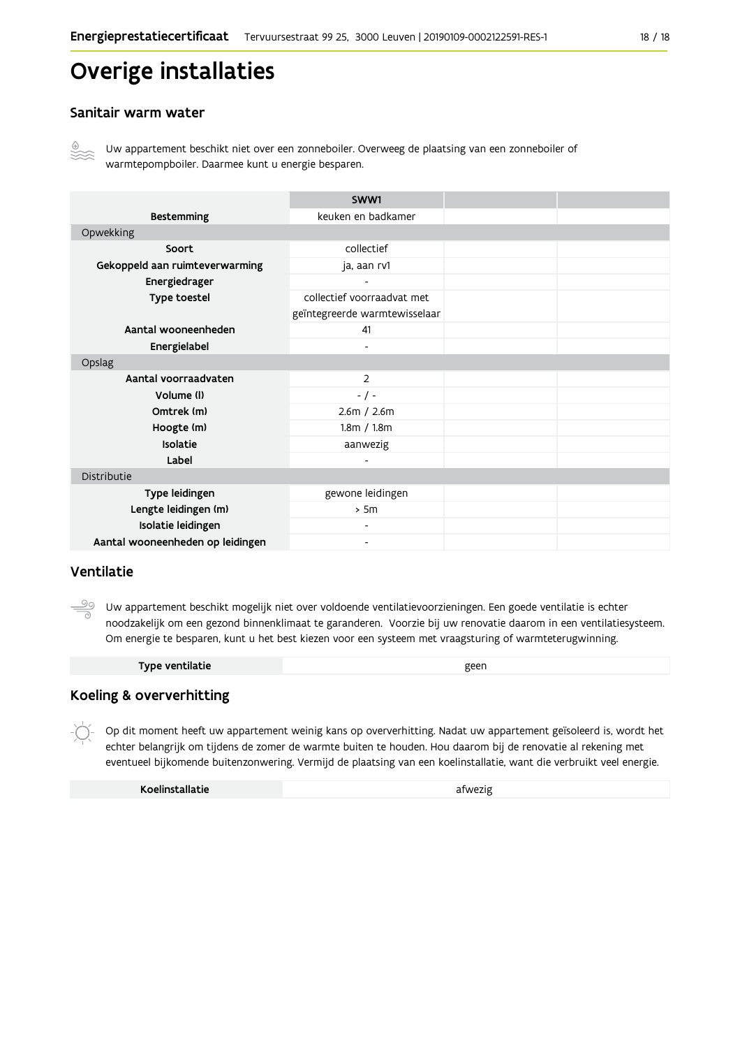# Overige installaties

## Sanitair warm water

Uw appartement beschikt niet over een zonneboiler. Overweeg de plaatsing van een zonneboiler of warmtepompboiler. Daarmee kunt u energie besparen.

| | SWW1 | | |
|---|---|---|---|
| **Bestemming** | keuken en badkamer | | |
| Opwekking | | | |
| **Soort** | collectief | | |
| **Gekoppeld aan ruimteverwarming** | ja, aan rv1 | | |
| **Energiedrager** | - | | |
| **Type toestel** | collectief voorraadvat met geïntegreerde warmtewisselaar | | |
| **Aantal wooneenheden** | 41 | | |
| **Energielabel** | - | | |
| Opslag | | | |
| **Aantal voorraadvaten** | 2 | | |
| **Volume (l)** | - / - | | |
| **Omtrek (m)** | 2.6m / 2.6m | | |
| **Hoogte (m)** | 1.8m / 1.8m | | |
| **Isolatie** | aanwezig | | |
| **Label** | - | | |
| Distributie | | | |
| **Type leidingen** | gewone leidingen | | |
| **Lengte leidingen (m)** | > 5m | | |
| **Isolatie leidingen** | - | | |
| **Aantal wooneenheden op leidingen** | - | | |

## Ventilatie

Uw appartement beschikt mogelijk niet over voldoende ventilatievoorzieningen. Een goede ventilatie is echter noodzakelijk om een gezond binnenklimaat te garanderen. Voorzie bij uw renovatie daarom in een ventilatiesysteem. Om energie te besparen, kunt u het best kiezen voor een systeem met vraagsturing of warmteterugwinning.

| | |
|---|---|
| **Type ventilatie** | geen |

## Koeling & oververhitting

Op dit moment heeft uw appartement weinig kans op oververhitting. Nadat uw appartement geïsoleerd is, wordt het echter belangrijk om tijdens de zomer de warmte buiten te houden. Hou daarom bij de renovatie al rekening met eventueel bijkomende buitenzonwering. Vermijd de plaatsing van een koelinstallatie, want die verbruikt veel energie.

| | |
|---|---|
| **Koelinstallatie** | afwezig |